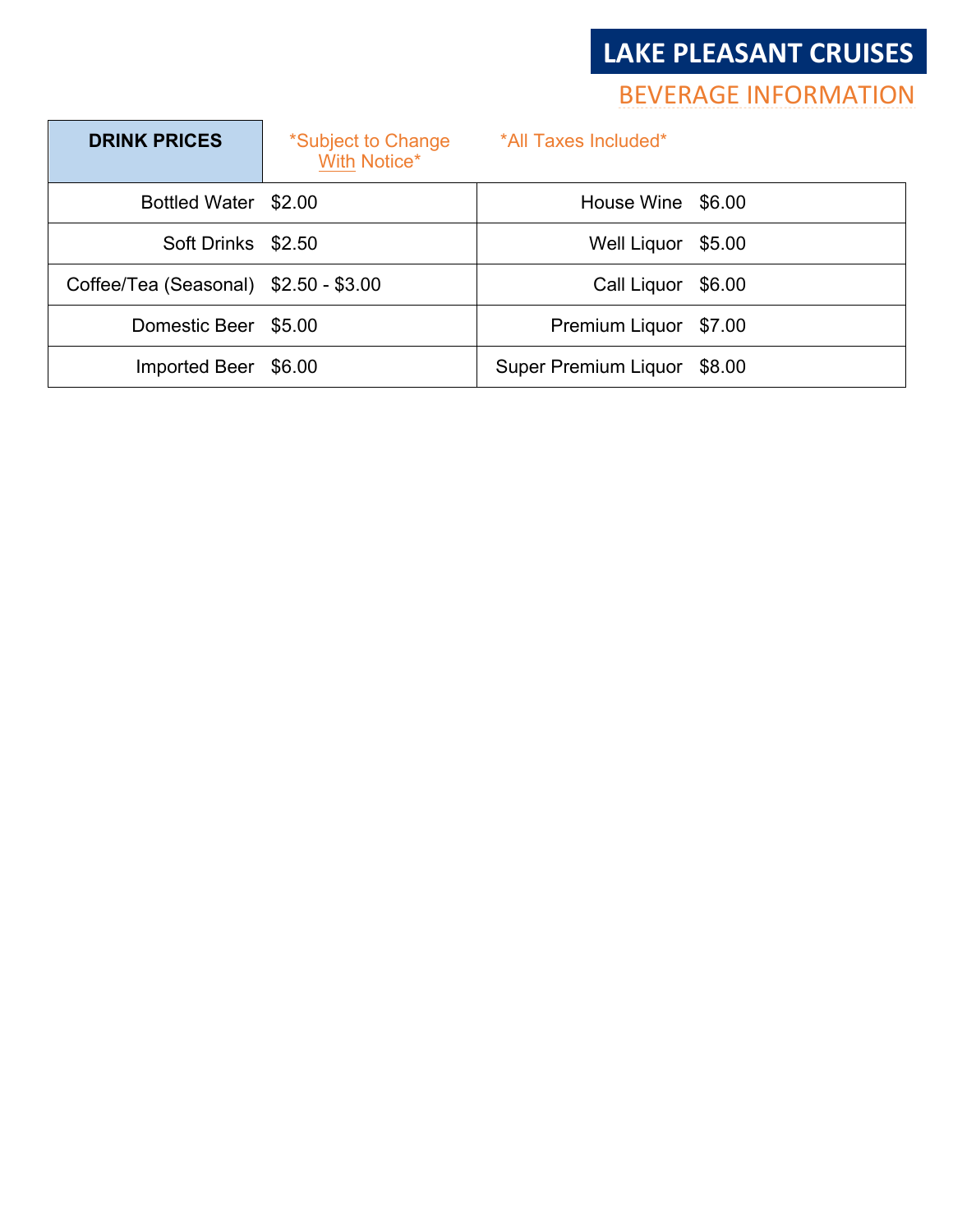# LAKE PLEASANT CRUISES

## BEVERAGE INFORMATION

**DRINK PRICES** *Subject to Change With Notice* *All Taxes Included*

| Item | Price | Item | Price |
| --- | --- | --- | --- |
| Bottled Water | $2.00 | House Wine | $6.00 |
| Soft Drinks | $2.50 | Well Liquor | $5.00 |
| Coffee/Tea (Seasonal) | $2.50 - $3.00 | Call Liquor | $6.00 |
| Domestic Beer | $5.00 | Premium Liquor | $7.00 |
| Imported Beer | $6.00 | Super Premium Liquor | $8.00 |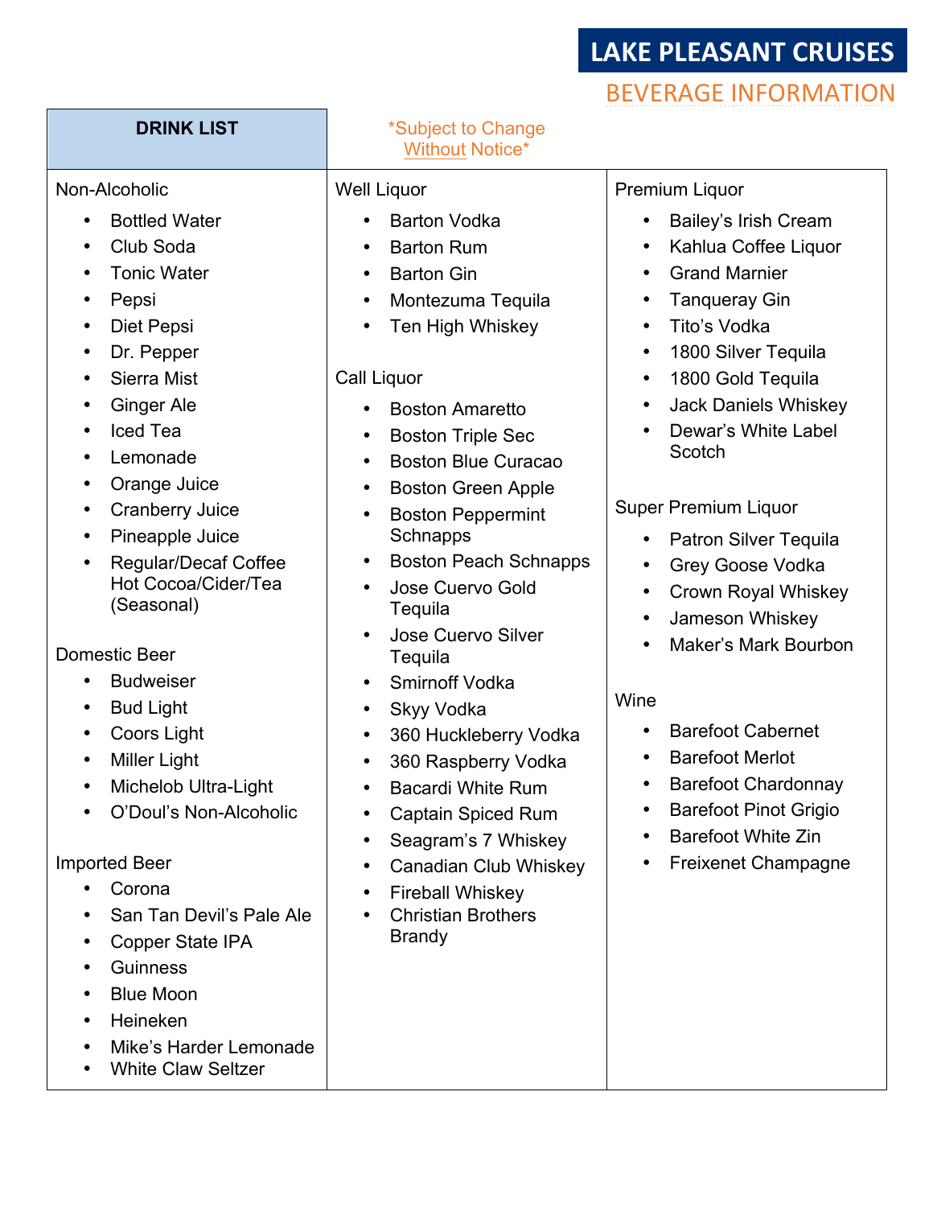# LAKE PLEASANT CRUISES

## BEVERAGE INFORMATION

**DRINK LIST**

*Subject to Change Without Notice*

Non-Alcoholic

- Bottled Water
- Club Soda
- Tonic Water
- Pepsi
- Diet Pepsi
- Dr. Pepper
- Sierra Mist
- Ginger Ale
- Iced Tea
- Lemonade
- Orange Juice
- Cranberry Juice
- Pineapple Juice
- Regular/Decaf Coffee Hot Cocoa/Cider/Tea (Seasonal)

Domestic Beer

- Budweiser
- Bud Light
- Coors Light
- Miller Light
- Michelob Ultra-Light
- O'Doul's Non-Alcoholic

Imported Beer

- Corona
- San Tan Devil's Pale Ale
- Copper State IPA
- Guinness
- Blue Moon
- Heineken
- Mike's Harder Lemonade
- White Claw Seltzer

Well Liquor

- Barton Vodka
- Barton Rum
- Barton Gin
- Montezuma Tequila
- Ten High Whiskey

Call Liquor

- Boston Amaretto
- Boston Triple Sec
- Boston Blue Curacao
- Boston Green Apple
- Boston Peppermint Schnapps
- Boston Peach Schnapps
- Jose Cuervo Gold Tequila
- Jose Cuervo Silver Tequila
- Smirnoff Vodka
- Skyy Vodka
- 360 Huckleberry Vodka
- 360 Raspberry Vodka
- Bacardi White Rum
- Captain Spiced Rum
- Seagram's 7 Whiskey
- Canadian Club Whiskey
- Fireball Whiskey
- Christian Brothers Brandy

Premium Liquor

- Bailey's Irish Cream
- Kahlua Coffee Liquor
- Grand Marnier
- Tanqueray Gin
- Tito's Vodka
- 1800 Silver Tequila
- 1800 Gold Tequila
- Jack Daniels Whiskey
- Dewar's White Label Scotch

Super Premium Liquor

- Patron Silver Tequila
- Grey Goose Vodka
- Crown Royal Whiskey
- Jameson Whiskey
- Maker's Mark Bourbon

Wine

- Barefoot Cabernet
- Barefoot Merlot
- Barefoot Chardonnay
- Barefoot Pinot Grigio
- Barefoot White Zin
- Freixenet Champagne